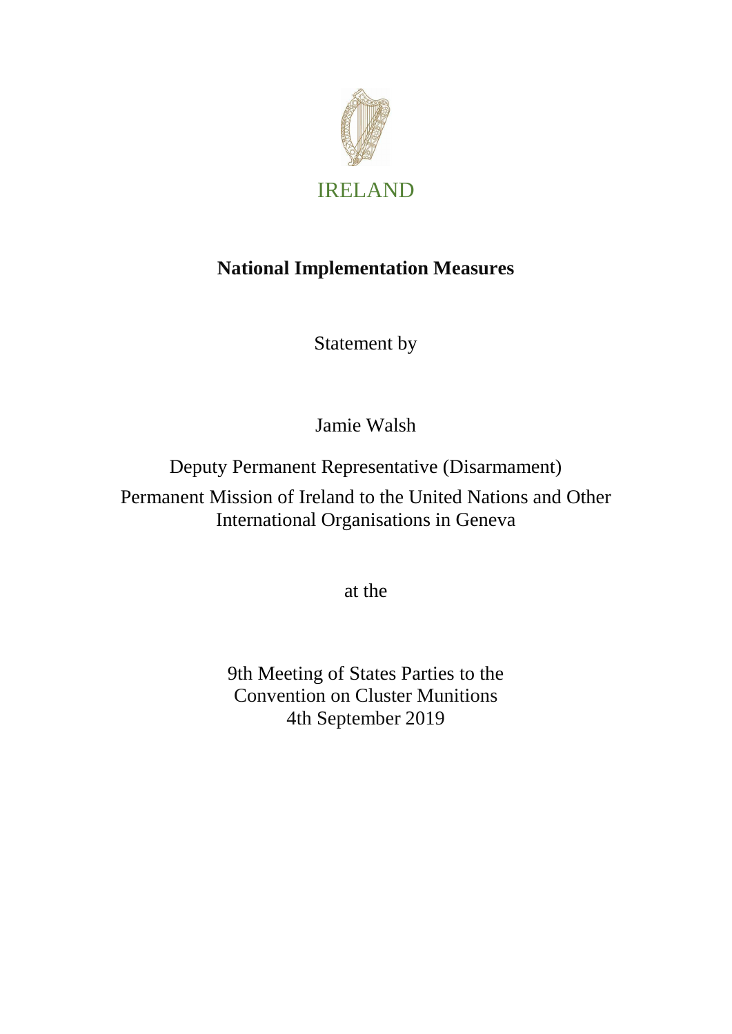IRELAND

**National Implementation Measures**

Statement by

Jamie Walsh

Deputy Permanent Representative (Disarmament)

Permanent Mission of Ireland to the United Nations and Other International Organisations in Geneva

at the

9th Meeting of States Parties to the Convention on Cluster Munitions
4th September 2019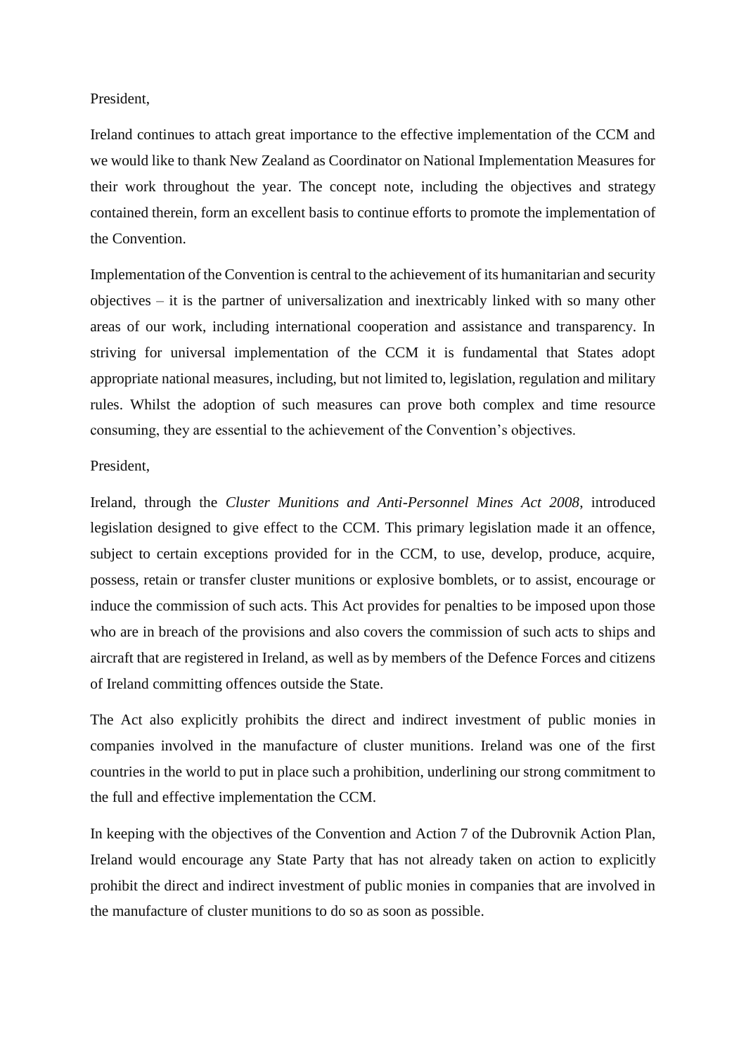President,

Ireland continues to attach great importance to the effective implementation of the CCM and we would like to thank New Zealand as Coordinator on National Implementation Measures for their work throughout the year. The concept note, including the objectives and strategy contained therein, form an excellent basis to continue efforts to promote the implementation of the Convention.

Implementation of the Convention is central to the achievement of its humanitarian and security objectives – it is the partner of universalization and inextricably linked with so many other areas of our work, including international cooperation and assistance and transparency. In striving for universal implementation of the CCM it is fundamental that States adopt appropriate national measures, including, but not limited to, legislation, regulation and military rules. Whilst the adoption of such measures can prove both complex and time resource consuming, they are essential to the achievement of the Convention's objectives.

President,

Ireland, through the *Cluster Munitions and Anti-Personnel Mines Act 2008*, introduced legislation designed to give effect to the CCM. This primary legislation made it an offence, subject to certain exceptions provided for in the CCM, to use, develop, produce, acquire, possess, retain or transfer cluster munitions or explosive bomblets, or to assist, encourage or induce the commission of such acts. This Act provides for penalties to be imposed upon those who are in breach of the provisions and also covers the commission of such acts to ships and aircraft that are registered in Ireland, as well as by members of the Defence Forces and citizens of Ireland committing offences outside the State.

The Act also explicitly prohibits the direct and indirect investment of public monies in companies involved in the manufacture of cluster munitions. Ireland was one of the first countries in the world to put in place such a prohibition, underlining our strong commitment to the full and effective implementation the CCM.

In keeping with the objectives of the Convention and Action 7 of the Dubrovnik Action Plan, Ireland would encourage any State Party that has not already taken on action to explicitly prohibit the direct and indirect investment of public monies in companies that are involved in the manufacture of cluster munitions to do so as soon as possible.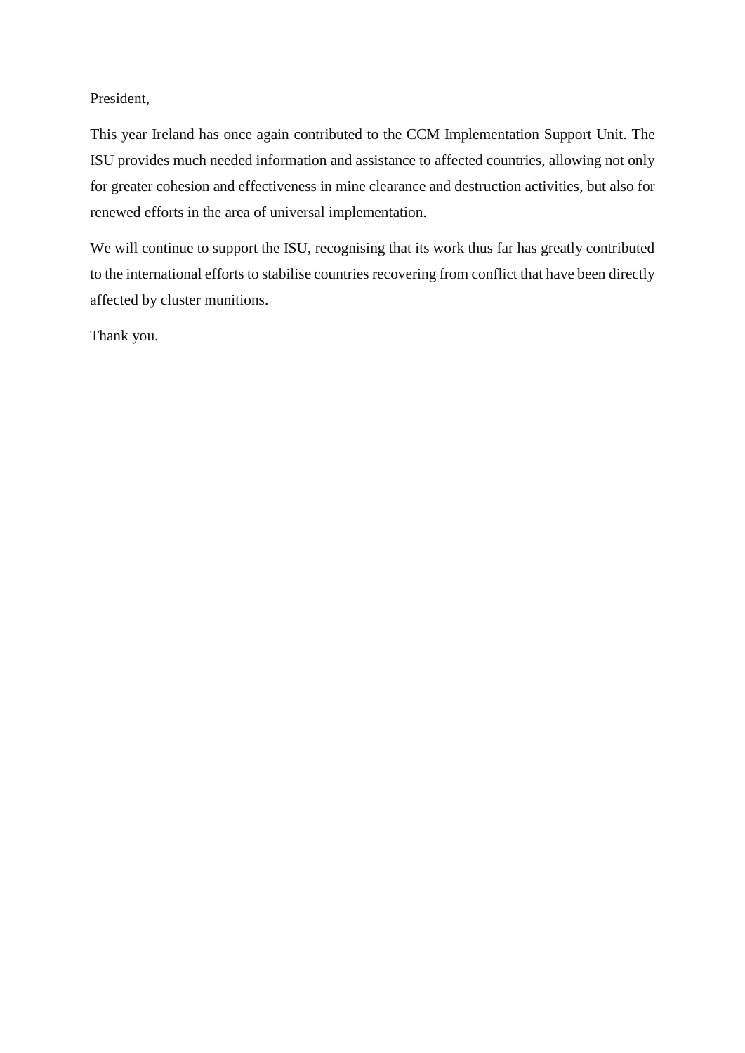President,

This year Ireland has once again contributed to the CCM Implementation Support Unit. The ISU provides much needed information and assistance to affected countries, allowing not only for greater cohesion and effectiveness in mine clearance and destruction activities, but also for renewed efforts in the area of universal implementation.

We will continue to support the ISU, recognising that its work thus far has greatly contributed to the international efforts to stabilise countries recovering from conflict that have been directly affected by cluster munitions.

Thank you.